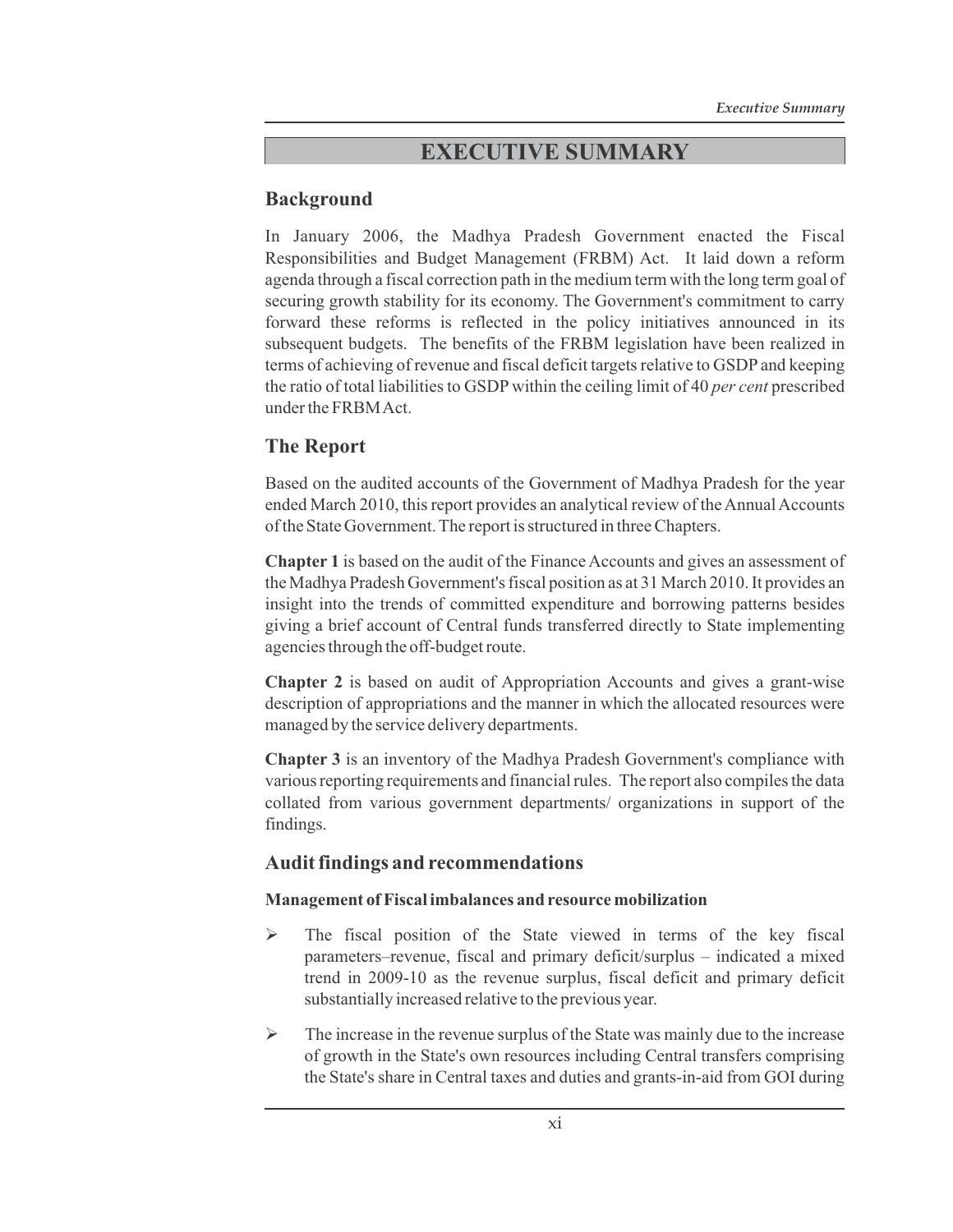# EXECUTIVE SUMMARY

## Background

In January 2006, the Madhya Pradesh Government enacted the Fiscal Responsibilities and Budget Management (FRBM) Act. It laid down a reform agenda through a fiscal correction path in the medium term with the long term goal of securing growth stability for its economy. The Government's commitment to carry forward these reforms is reflected in the policy initiatives announced in its subsequent budgets. The benefits of the FRBM legislation have been realized in terms of achieving of revenue and fiscal deficit targets relative to GSDP and keeping the ratio of total liabilities to GSDP within the ceiling limit of 40 *per cent* prescribed under the FRBM Act.

## The Report

Based on the audited accounts of the Government of Madhya Pradesh for the year ended March 2010, this report provides an analytical review of the Annual Accounts of the State Government. The report is structured in three Chapters.

**Chapter 1** is based on the audit of the Finance Accounts and gives an assessment of the Madhya Pradesh Government's fiscal position as at 31 March 2010. It provides an insight into the trends of committed expenditure and borrowing patterns besides giving a brief account of Central funds transferred directly to State implementing agencies through the off-budget route.

**Chapter 2** is based on audit of Appropriation Accounts and gives a grant-wise description of appropriations and the manner in which the allocated resources were managed by the service delivery departments.

**Chapter 3** is an inventory of the Madhya Pradesh Government's compliance with various reporting requirements and financial rules. The report also compiles the data collated from various government departments/ organizations in support of the findings.

## Audit findings and recommendations

### Management of Fiscal imbalances and resource mobilization

- The fiscal position of the State viewed in terms of the key fiscal parameters–revenue, fiscal and primary deficit/surplus – indicated a mixed trend in 2009-10 as the revenue surplus, fiscal deficit and primary deficit substantially increased relative to the previous year.
- The increase in the revenue surplus of the State was mainly due to the increase of growth in the State's own resources including Central transfers comprising the State's share in Central taxes and duties and grants-in-aid from GOI during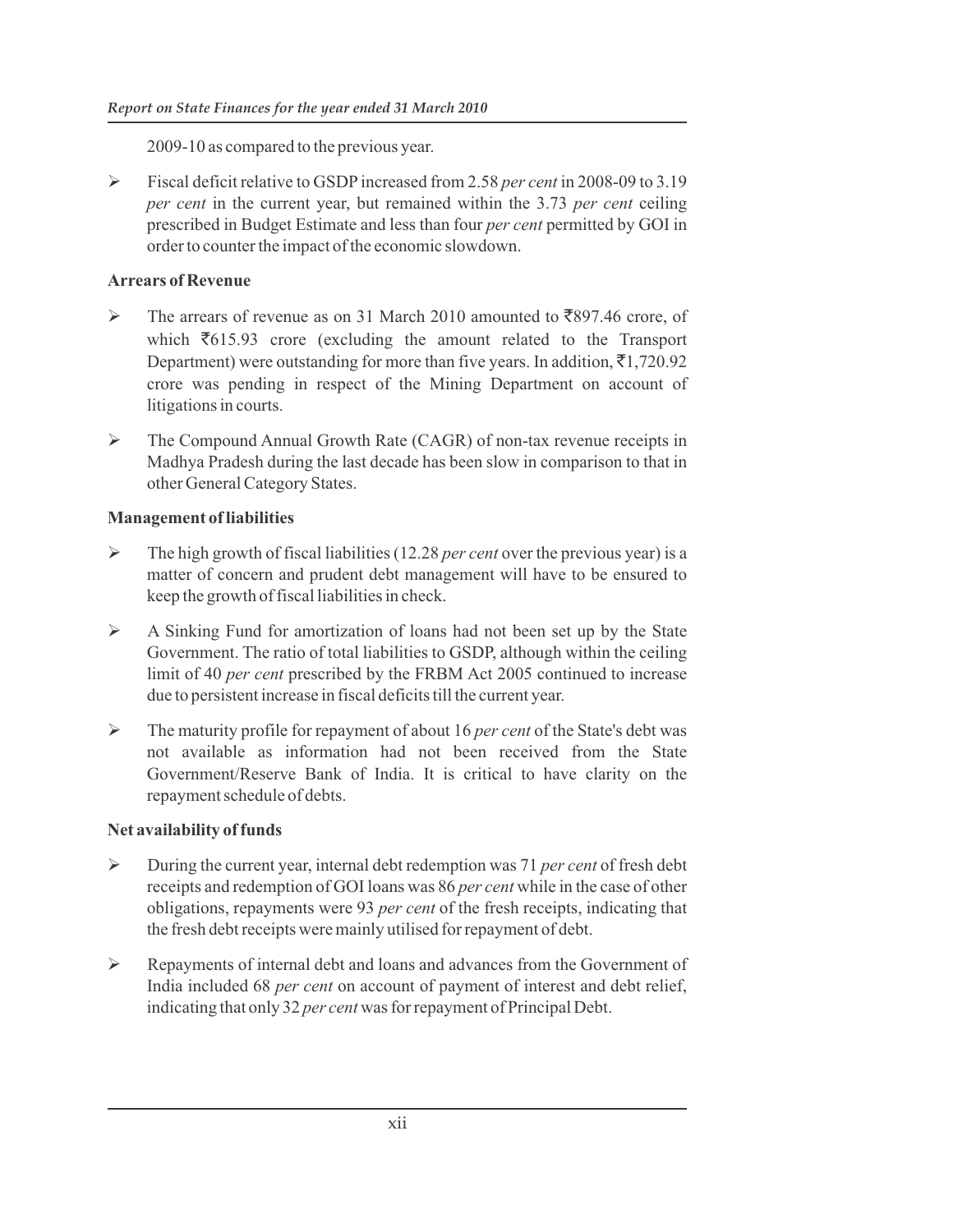2009-10 as compared to the previous year.

- Fiscal deficit relative to GSDP increased from 2.58 *per cent* in 2008-09 to 3.19 *per cent* in the current year, but remained within the 3.73 *per cent* ceiling prescribed in Budget Estimate and less than four *per cent* permitted by GOI in order to counter the impact of the economic slowdown.

**Arrears of Revenue**

- The arrears of revenue as on 31 March 2010 amounted to ₹897.46 crore, of which ₹615.93 crore (excluding the amount related to the Transport Department) were outstanding for more than five years. In addition, ₹1,720.92 crore was pending in respect of the Mining Department on account of litigations in courts.

- The Compound Annual Growth Rate (CAGR) of non-tax revenue receipts in Madhya Pradesh during the last decade has been slow in comparison to that in other General Category States.

**Management of liabilities**

- The high growth of fiscal liabilities (12.28 *per cent* over the previous year) is a matter of concern and prudent debt management will have to be ensured to keep the growth of fiscal liabilities in check.

- A Sinking Fund for amortization of loans had not been set up by the State Government. The ratio of total liabilities to GSDP, although within the ceiling limit of 40 *per cent* prescribed by the FRBM Act 2005 continued to increase due to persistent increase in fiscal deficits till the current year.

- The maturity profile for repayment of about 16 *per cent* of the State's debt was not available as information had not been received from the State Government/Reserve Bank of India. It is critical to have clarity on the repayment schedule of debts.

**Net availability of funds**

- During the current year, internal debt redemption was 71 *per cent* of fresh debt receipts and redemption of GOI loans was 86 *per cent* while in the case of other obligations, repayments were 93 *per cent* of the fresh receipts, indicating that the fresh debt receipts were mainly utilised for repayment of debt.

- Repayments of internal debt and loans and advances from the Government of India included 68 *per cent* on account of payment of interest and debt relief, indicating that only 32 *per cent* was for repayment of Principal Debt.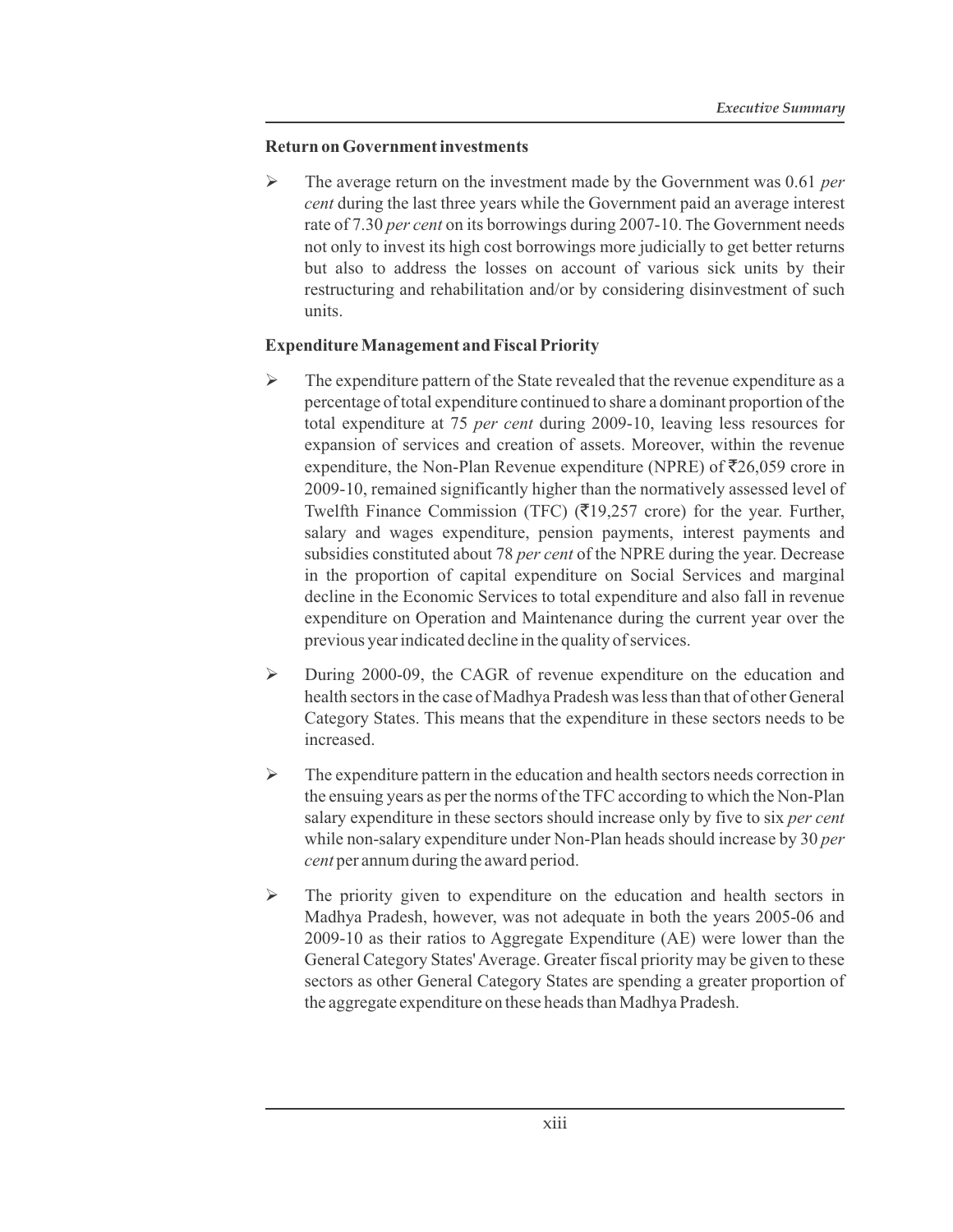**Return on Government investments**

- The average return on the investment made by the Government was 0.61 *per cent* during the last three years while the Government paid an average interest rate of 7.30 *per cent* on its borrowings during 2007-10. The Government needs not only to invest its high cost borrowings more judicially to get better returns but also to address the losses on account of various sick units by their restructuring and rehabilitation and/or by considering disinvestment of such units.

**Expenditure Management and Fiscal Priority**

- The expenditure pattern of the State revealed that the revenue expenditure as a percentage of total expenditure continued to share a dominant proportion of the total expenditure at 75 *per cent* during 2009-10, leaving less resources for expansion of services and creation of assets. Moreover, within the revenue expenditure, the Non-Plan Revenue expenditure (NPRE) of ₹26,059 crore in 2009-10, remained significantly higher than the normatively assessed level of Twelfth Finance Commission (TFC) (₹19,257 crore) for the year. Further, salary and wages expenditure, pension payments, interest payments and subsidies constituted about 78 *per cent* of the NPRE during the year. Decrease in the proportion of capital expenditure on Social Services and marginal decline in the Economic Services to total expenditure and also fall in revenue expenditure on Operation and Maintenance during the current year over the previous year indicated decline in the quality of services.

- During 2000-09, the CAGR of revenue expenditure on the education and health sectors in the case of Madhya Pradesh was less than that of other General Category States. This means that the expenditure in these sectors needs to be increased.

- The expenditure pattern in the education and health sectors needs correction in the ensuing years as per the norms of the TFC according to which the Non-Plan salary expenditure in these sectors should increase only by five to six *per cent* while non-salary expenditure under Non-Plan heads should increase by 30 *per cent* per annum during the award period.

- The priority given to expenditure on the education and health sectors in Madhya Pradesh, however, was not adequate in both the years 2005-06 and 2009-10 as their ratios to Aggregate Expenditure (AE) were lower than the General Category States' Average. Greater fiscal priority may be given to these sectors as other General Category States are spending a greater proportion of the aggregate expenditure on these heads than Madhya Pradesh.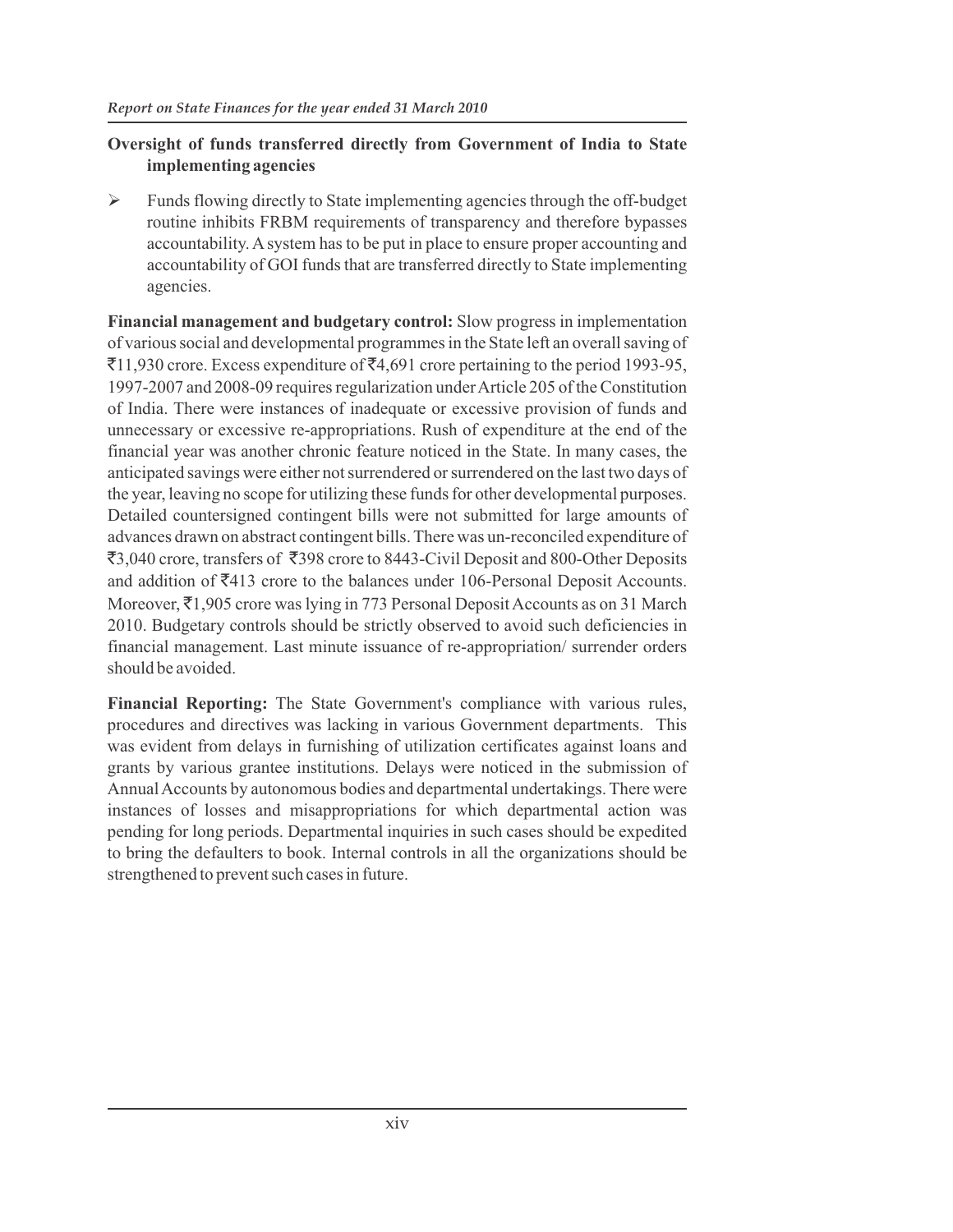**Oversight of funds transferred directly from Government of India to State implementing agencies**

- Funds flowing directly to State implementing agencies through the off-budget routine inhibits FRBM requirements of transparency and therefore bypasses accountability. A system has to be put in place to ensure proper accounting and accountability of GOI funds that are transferred directly to State implementing agencies.

**Financial management and budgetary control:** Slow progress in implementation of various social and developmental programmes in the State left an overall saving of ₹11,930 crore. Excess expenditure of ₹4,691 crore pertaining to the period 1993-95, 1997-2007 and 2008-09 requires regularization under Article 205 of the Constitution of India. There were instances of inadequate or excessive provision of funds and unnecessary or excessive re-appropriations. Rush of expenditure at the end of the financial year was another chronic feature noticed in the State. In many cases, the anticipated savings were either not surrendered or surrendered on the last two days of the year, leaving no scope for utilizing these funds for other developmental purposes. Detailed countersigned contingent bills were not submitted for large amounts of advances drawn on abstract contingent bills. There was un-reconciled expenditure of ₹3,040 crore, transfers of ₹398 crore to 8443-Civil Deposit and 800-Other Deposits and addition of ₹413 crore to the balances under 106-Personal Deposit Accounts. Moreover, ₹1,905 crore was lying in 773 Personal Deposit Accounts as on 31 March 2010. Budgetary controls should be strictly observed to avoid such deficiencies in financial management. Last minute issuance of re-appropriation/ surrender orders should be avoided.

**Financial Reporting:** The State Government's compliance with various rules, procedures and directives was lacking in various Government departments. This was evident from delays in furnishing of utilization certificates against loans and grants by various grantee institutions. Delays were noticed in the submission of Annual Accounts by autonomous bodies and departmental undertakings. There were instances of losses and misappropriations for which departmental action was pending for long periods. Departmental inquiries in such cases should be expedited to bring the defaulters to book. Internal controls in all the organizations should be strengthened to prevent such cases in future.